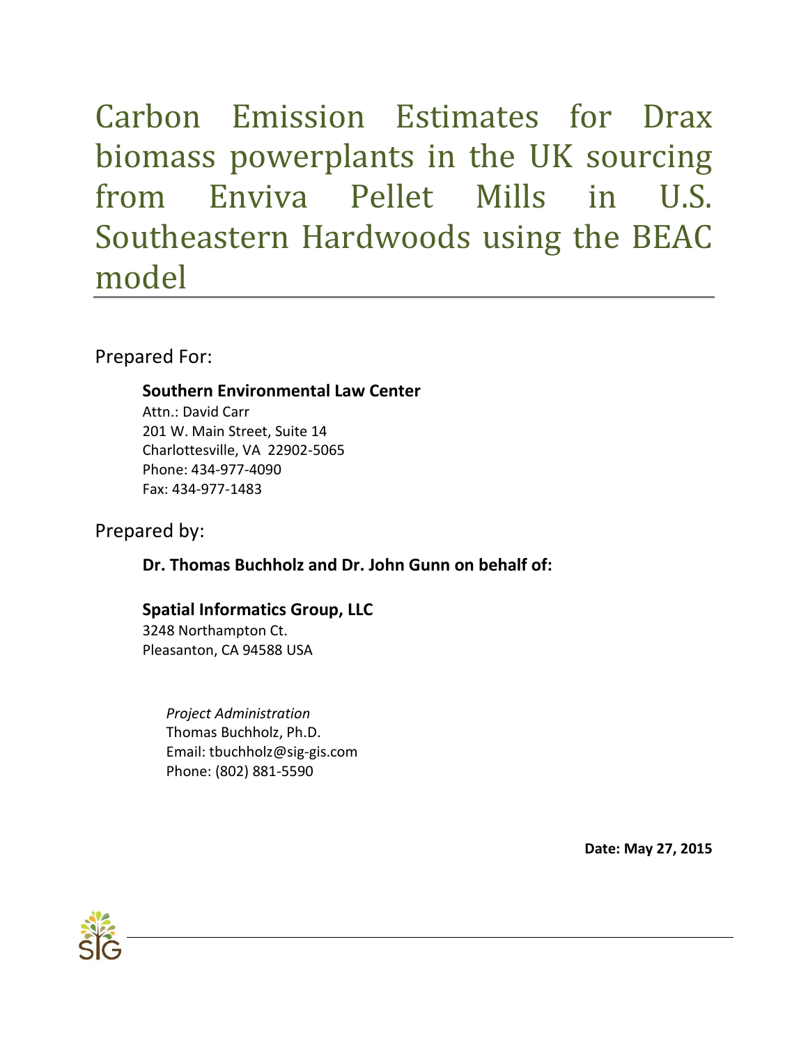# Carbon Emission Estimates for Drax biomass powerplants in the UK sourcing from Enviva Pellet Mills in U.S. Southeastern Hardwoods using the BEAC model

Prepared For:

**Southern Environmental Law Center**
Attn.: David Carr
201 W. Main Street, Suite 14
Charlottesville, VA 22902-5065
Phone: 434-977-4090
Fax: 434-977-1483

Prepared by:

**Dr. Thomas Buchholz and Dr. John Gunn on behalf of:**

**Spatial Informatics Group, LLC**
3248 Northampton Ct.
Pleasanton, CA 94588 USA

*Project Administration*
Thomas Buchholz, Ph.D.
Email: tbuchholz@sig-gis.com
Phone: (802) 881-5590

**Date: May 27, 2015**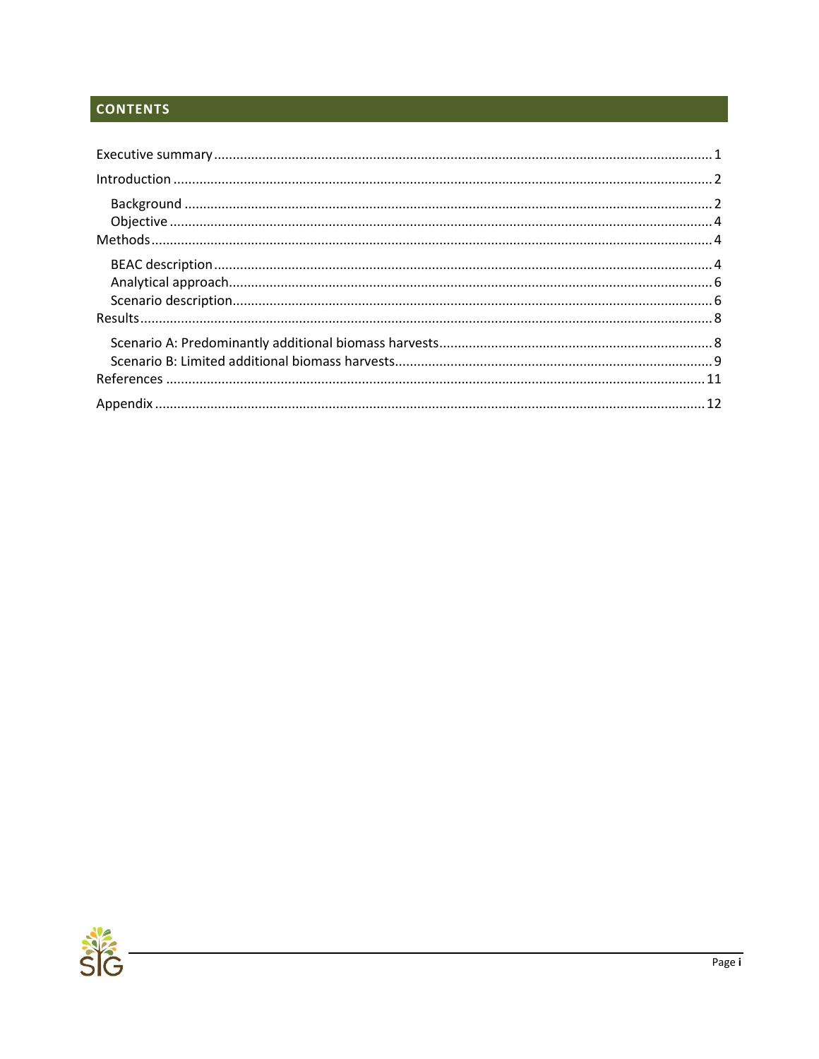## CONTENTS

Executive summary ............................................................................................................................ 1

Introduction ......................................................................................................................................... 2

- Background ..................................................................................................................................... 2
- Objective .......................................................................................................................................... 4

Methods .............................................................................................................................................. 4

- BEAC description ............................................................................................................................ 4
- Analytical approach ........................................................................................................................ 6
- Scenario description ....................................................................................................................... 6

Results .................................................................................................................................................. 8

- Scenario A: Predominantly additional biomass harvests ............................................................ 8
- Scenario B: Limited additional biomass harvests ........................................................................ 9

References ......................................................................................................................................... 11

Appendix ........................................................................................................................................... 12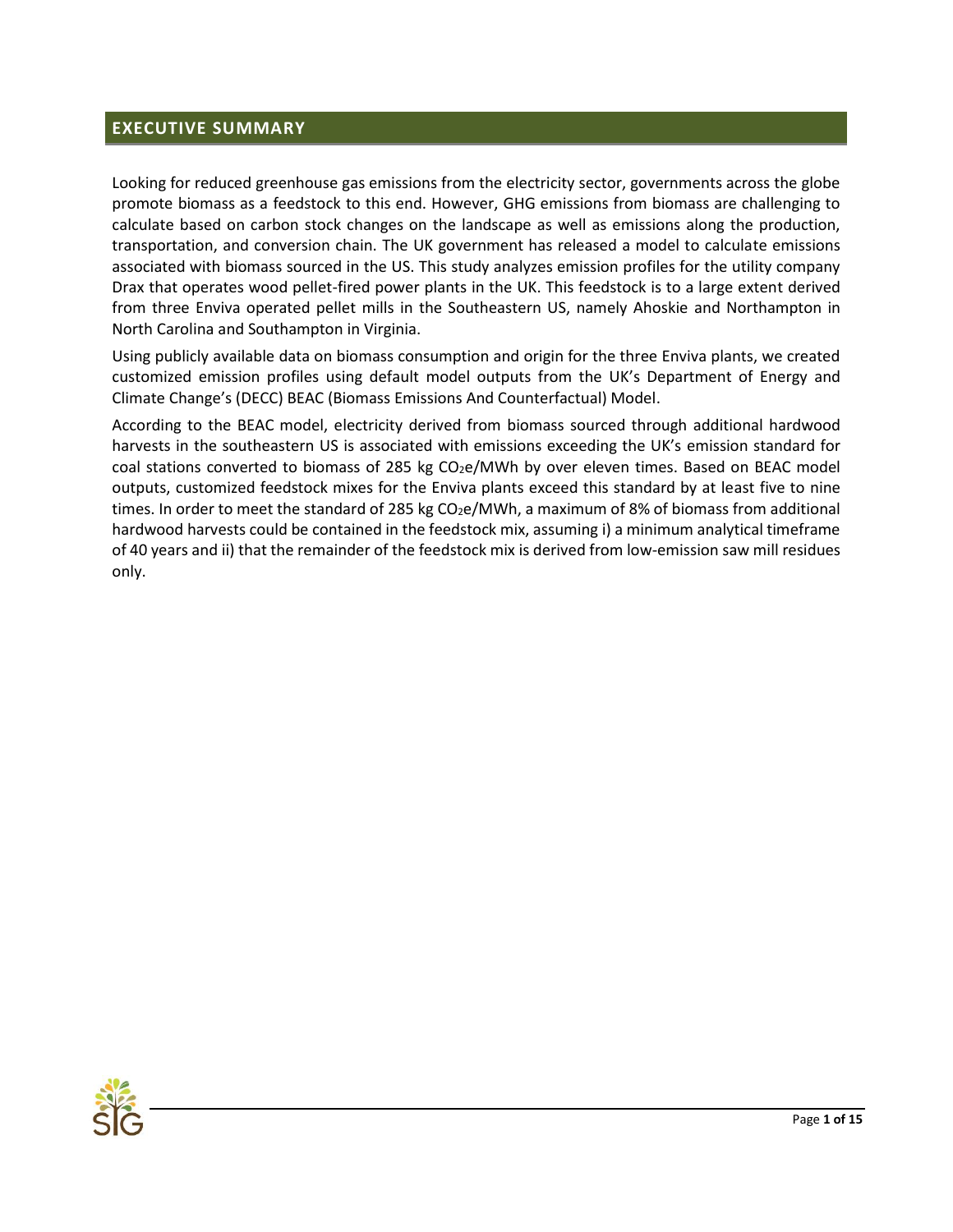## EXECUTIVE SUMMARY

Looking for reduced greenhouse gas emissions from the electricity sector, governments across the globe promote biomass as a feedstock to this end. However, GHG emissions from biomass are challenging to calculate based on carbon stock changes on the landscape as well as emissions along the production, transportation, and conversion chain. The UK government has released a model to calculate emissions associated with biomass sourced in the US. This study analyzes emission profiles for the utility company Drax that operates wood pellet-fired power plants in the UK. This feedstock is to a large extent derived from three Enviva operated pellet mills in the Southeastern US, namely Ahoskie and Northampton in North Carolina and Southampton in Virginia.

Using publicly available data on biomass consumption and origin for the three Enviva plants, we created customized emission profiles using default model outputs from the UK's Department of Energy and Climate Change's (DECC) BEAC (Biomass Emissions And Counterfactual) Model.

According to the BEAC model, electricity derived from biomass sourced through additional hardwood harvests in the southeastern US is associated with emissions exceeding the UK's emission standard for coal stations converted to biomass of 285 kg $CO_2$e/MWh by over eleven times. Based on BEAC model outputs, customized feedstock mixes for the Enviva plants exceed this standard by at least five to nine times. In order to meet the standard of 285 kg $CO_2$e/MWh, a maximum of 8% of biomass from additional hardwood harvests could be contained in the feedstock mix, assuming i) a minimum analytical timeframe of 40 years and ii) that the remainder of the feedstock mix is derived from low-emission saw mill residues only.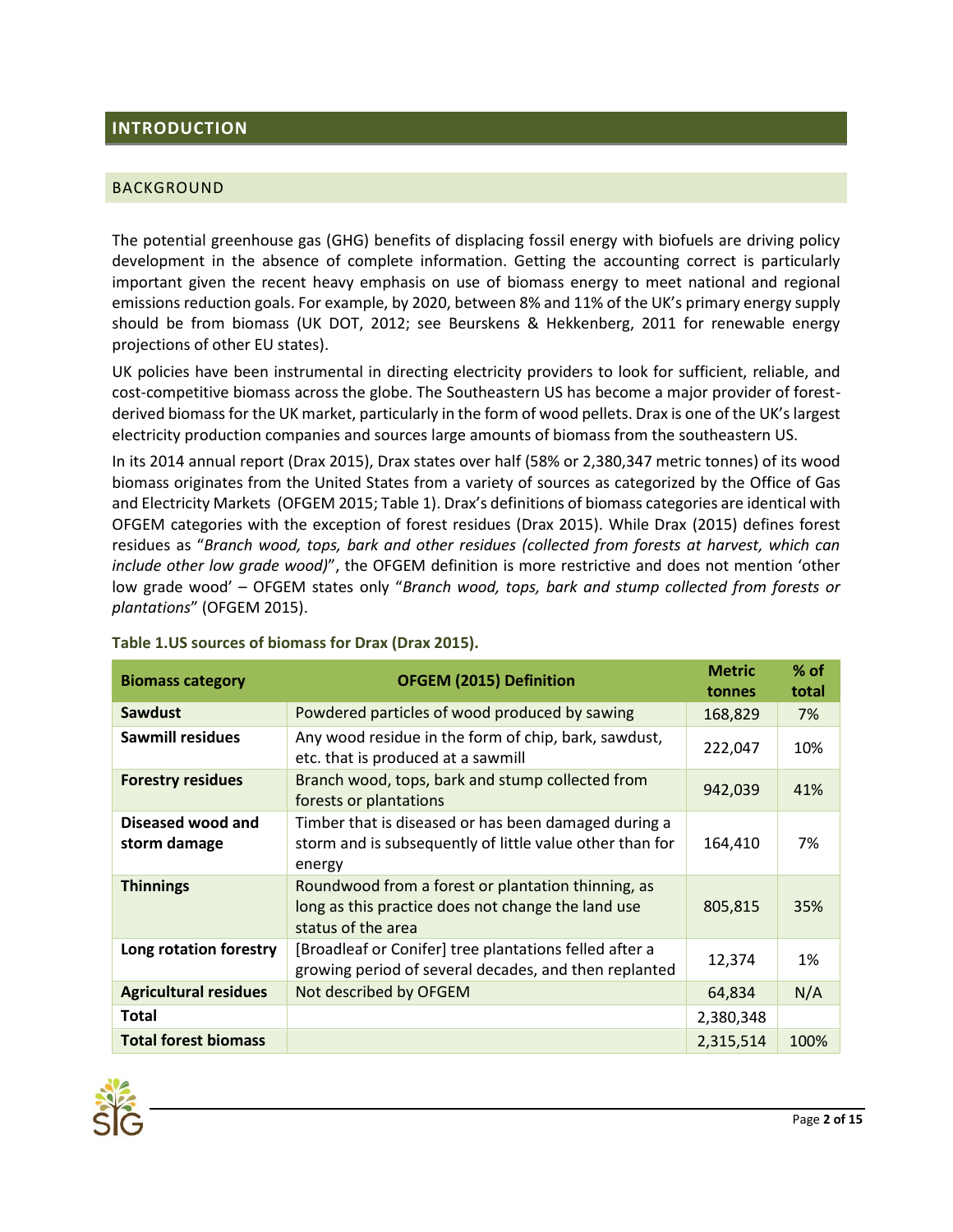## INTRODUCTION

### BACKGROUND

The potential greenhouse gas (GHG) benefits of displacing fossil energy with biofuels are driving policy development in the absence of complete information. Getting the accounting correct is particularly important given the recent heavy emphasis on use of biomass energy to meet national and regional emissions reduction goals. For example, by 2020, between 8% and 11% of the UK's primary energy supply should be from biomass (UK DOT, 2012; see Beurskens & Hekkenberg, 2011 for renewable energy projections of other EU states).

UK policies have been instrumental in directing electricity providers to look for sufficient, reliable, and cost-competitive biomass across the globe. The Southeastern US has become a major provider of forest-derived biomass for the UK market, particularly in the form of wood pellets. Drax is one of the UK's largest electricity production companies and sources large amounts of biomass from the southeastern US.

In its 2014 annual report (Drax 2015), Drax states over half (58% or 2,380,347 metric tonnes) of its wood biomass originates from the United States from a variety of sources as categorized by the Office of Gas and Electricity Markets (OFGEM 2015; Table 1). Drax's definitions of biomass categories are identical with OFGEM categories with the exception of forest residues (Drax 2015). While Drax (2015) defines forest residues as "*Branch wood, tops, bark and other residues (collected from forests at harvest, which can include other low grade wood)*", the OFGEM definition is more restrictive and does not mention 'other low grade wood' – OFGEM states only "*Branch wood, tops, bark and stump collected from forests or plantations*" (OFGEM 2015).

**Table 1.US sources of biomass for Drax (Drax 2015).**

| Biomass category | OFGEM (2015) Definition | Metric tonnes | % of total |
|---|---|---|---|
| **Sawdust** | Powdered particles of wood produced by sawing | 168,829 | 7% |
| **Sawmill residues** | Any wood residue in the form of chip, bark, sawdust, etc. that is produced at a sawmill | 222,047 | 10% |
| **Forestry residues** | Branch wood, tops, bark and stump collected from forests or plantations | 942,039 | 41% |
| **Diseased wood and storm damage** | Timber that is diseased or has been damaged during a storm and is subsequently of little value other than for energy | 164,410 | 7% |
| **Thinnings** | Roundwood from a forest or plantation thinning, as long as this practice does not change the land use status of the area | 805,815 | 35% |
| **Long rotation forestry** | [Broadleaf or Conifer] tree plantations felled after a growing period of several decades, and then replanted | 12,374 | 1% |
| **Agricultural residues** | Not described by OFGEM | 64,834 | N/A |
| **Total** | | 2,380,348 | |
| **Total forest biomass** | | 2,315,514 | 100% |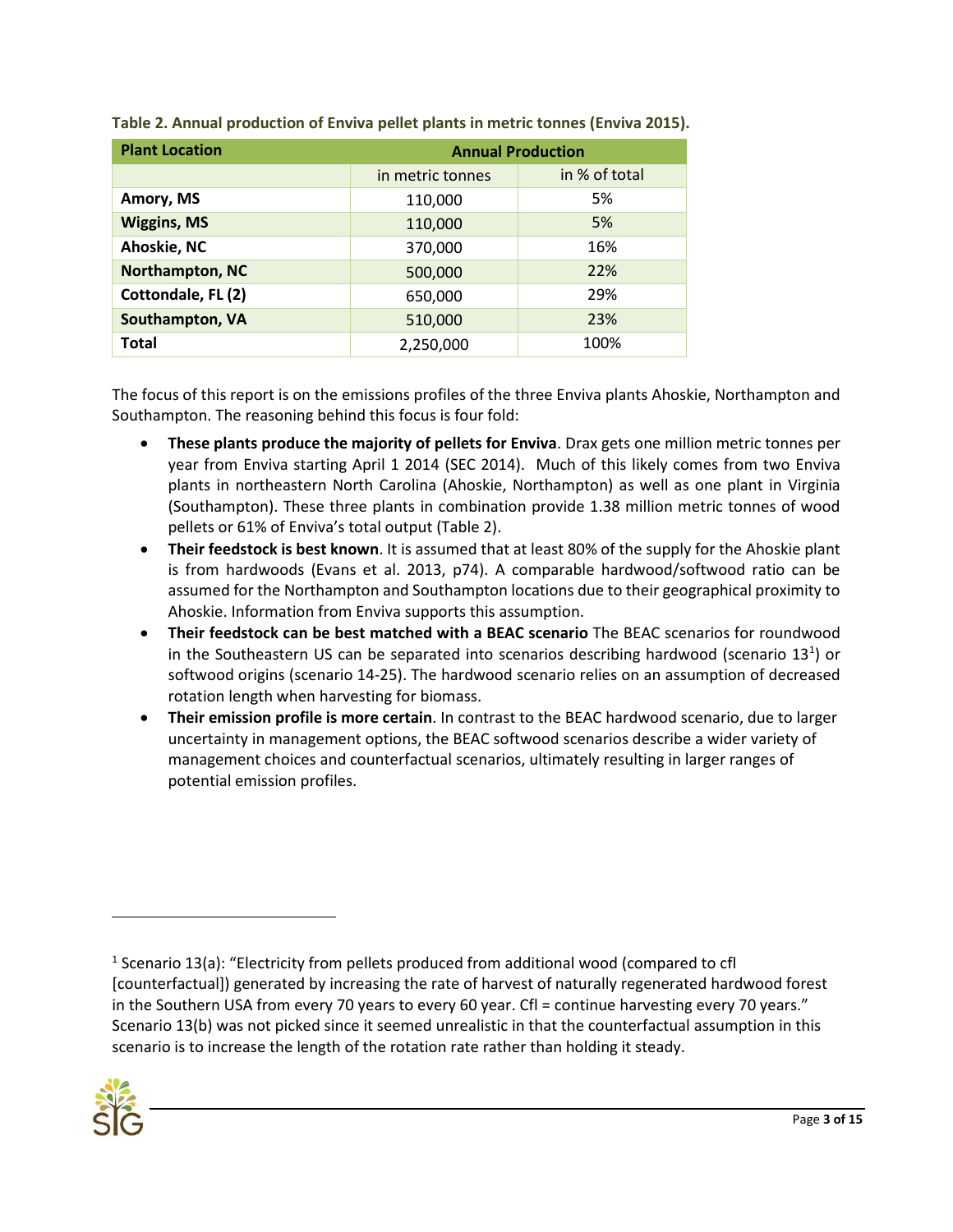**Table 2. Annual production of Enviva pellet plants in metric tonnes (Enviva 2015).**

| Plant Location | Annual Production | |
|---|---|---|
| | in metric tonnes | in % of total |
| **Amory, MS** | 110,000 | 5% |
| **Wiggins, MS** | 110,000 | 5% |
| **Ahoskie, NC** | 370,000 | 16% |
| **Northampton, NC** | 500,000 | 22% |
| **Cottondale, FL (2)** | 650,000 | 29% |
| **Southampton, VA** | 510,000 | 23% |
| **Total** | 2,250,000 | 100% |

The focus of this report is on the emissions profiles of the three Enviva plants Ahoskie, Northampton and Southampton. The reasoning behind this focus is four fold:

- **These plants produce the majority of pellets for Enviva**. Drax gets one million metric tonnes per year from Enviva starting April 1 2014 (SEC 2014). Much of this likely comes from two Enviva plants in northeastern North Carolina (Ahoskie, Northampton) as well as one plant in Virginia (Southampton). These three plants in combination provide 1.38 million metric tonnes of wood pellets or 61% of Enviva's total output (Table 2).
- **Their feedstock is best known**. It is assumed that at least 80% of the supply for the Ahoskie plant is from hardwoods (Evans et al. 2013, p74). A comparable hardwood/softwood ratio can be assumed for the Northampton and Southampton locations due to their geographical proximity to Ahoskie. Information from Enviva supports this assumption.
- **Their feedstock can be best matched with a BEAC scenario** The BEAC scenarios for roundwood in the Southeastern US can be separated into scenarios describing hardwood (scenario 13[1]) or softwood origins (scenario 14-25). The hardwood scenario relies on an assumption of decreased rotation length when harvesting for biomass.
- **Their emission profile is more certain**. In contrast to the BEAC hardwood scenario, due to larger uncertainty in management options, the BEAC softwood scenarios describe a wider variety of management choices and counterfactual scenarios, ultimately resulting in larger ranges of potential emission profiles.

[1] Scenario 13(a): "Electricity from pellets produced from additional wood (compared to cfl [counterfactual]) generated by increasing the rate of harvest of naturally regenerated hardwood forest in the Southern USA from every 70 years to every 60 year. Cfl = continue harvesting every 70 years." Scenario 13(b) was not picked since it seemed unrealistic in that the counterfactual assumption in this scenario is to increase the length of the rotation rate rather than holding it steady.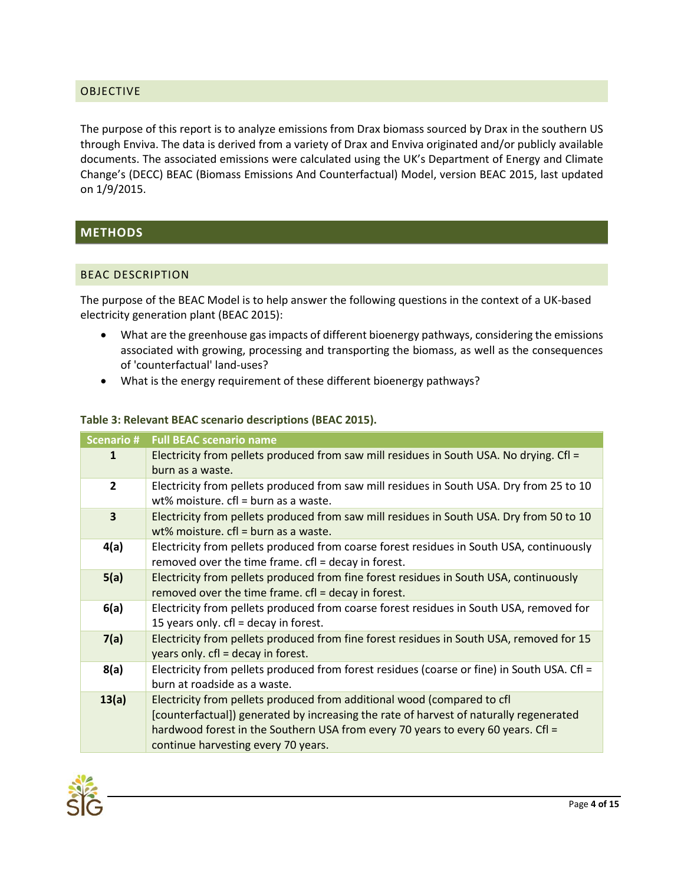## OBJECTIVE

The purpose of this report is to analyze emissions from Drax biomass sourced by Drax in the southern US through Enviva. The data is derived from a variety of Drax and Enviva originated and/or publicly available documents. The associated emissions were calculated using the UK's Department of Energy and Climate Change's (DECC) BEAC (Biomass Emissions And Counterfactual) Model, version BEAC 2015, last updated on 1/9/2015.

# METHODS

## BEAC DESCRIPTION

The purpose of the BEAC Model is to help answer the following questions in the context of a UK-based electricity generation plant (BEAC 2015):

- What are the greenhouse gas impacts of different bioenergy pathways, considering the emissions associated with growing, processing and transporting the biomass, as well as the consequences of 'counterfactual' land-uses?
- What is the energy requirement of these different bioenergy pathways?

**Table 3: Relevant BEAC scenario descriptions (BEAC 2015).**

| Scenario # | Full BEAC scenario name |
|---|---|
| **1** | Electricity from pellets produced from saw mill residues in South USA. No drying. Cfl = burn as a waste. |
| **2** | Electricity from pellets produced from saw mill residues in South USA. Dry from 25 to 10 wt% moisture. cfl = burn as a waste. |
| **3** | Electricity from pellets produced from saw mill residues in South USA. Dry from 50 to 10 wt% moisture. cfl = burn as a waste. |
| **4(a)** | Electricity from pellets produced from coarse forest residues in South USA, continuously removed over the time frame. cfl = decay in forest. |
| **5(a)** | Electricity from pellets produced from fine forest residues in South USA, continuously removed over the time frame. cfl = decay in forest. |
| **6(a)** | Electricity from pellets produced from coarse forest residues in South USA, removed for 15 years only. cfl = decay in forest. |
| **7(a)** | Electricity from pellets produced from fine forest residues in South USA, removed for 15 years only. cfl = decay in forest. |
| **8(a)** | Electricity from pellets produced from forest residues (coarse or fine) in South USA. Cfl = burn at roadside as a waste. |
| **13(a)** | Electricity from pellets produced from additional wood (compared to cfl [counterfactual]) generated by increasing the rate of harvest of naturally regenerated hardwood forest in the Southern USA from every 70 years to every 60 years. Cfl = continue harvesting every 70 years. |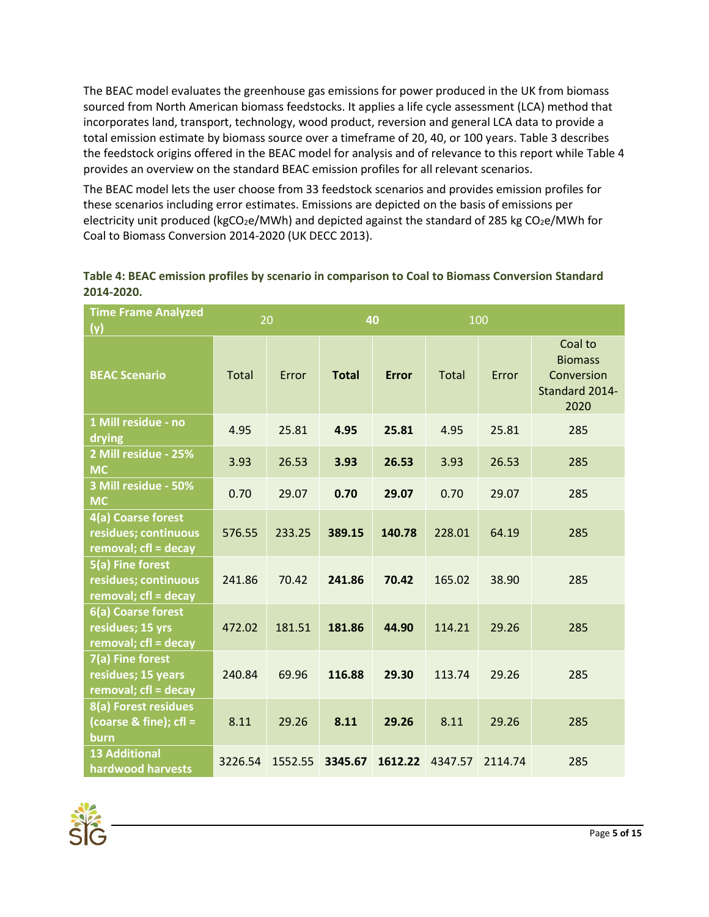The BEAC model evaluates the greenhouse gas emissions for power produced in the UK from biomass sourced from North American biomass feedstocks. It applies a life cycle assessment (LCA) method that incorporates land, transport, technology, wood product, reversion and general LCA data to provide a total emission estimate by biomass source over a timeframe of 20, 40, or 100 years. Table 3 describes the feedstock origins offered in the BEAC model for analysis and of relevance to this report while Table 4 provides an overview on the standard BEAC emission profiles for all relevant scenarios.

The BEAC model lets the user choose from 33 feedstock scenarios and provides emission profiles for these scenarios including error estimates. Emissions are depicted on the basis of emissions per electricity unit produced (kg$CO_2$e/MWh) and depicted against the standard of 285 kg $CO_2$e/MWh for Coal to Biomass Conversion 2014-2020 (UK DECC 2013).

**Table 4: BEAC emission profiles by scenario in comparison to Coal to Biomass Conversion Standard 2014-2020.**

| Time Frame Analyzed (y) | 20 | | 40 | | 100 | | |
|---|---|---|---|---|---|---|---|
| **BEAC Scenario** | Total | Error | **Total** | **Error** | Total | Error | Coal to Biomass Conversion Standard 2014-2020 |
| **1 Mill residue - no drying** | 4.95 | 25.81 | **4.95** | **25.81** | 4.95 | 25.81 | 285 |
| **2 Mill residue - 25% MC** | 3.93 | 26.53 | **3.93** | **26.53** | 3.93 | 26.53 | 285 |
| **3 Mill residue - 50% MC** | 0.70 | 29.07 | **0.70** | **29.07** | 0.70 | 29.07 | 285 |
| **4(a) Coarse forest residues; continuous removal; cfl = decay** | 576.55 | 233.25 | **389.15** | **140.78** | 228.01 | 64.19 | 285 |
| **5(a) Fine forest residues; continuous removal; cfl = decay** | 241.86 | 70.42 | **241.86** | **70.42** | 165.02 | 38.90 | 285 |
| **6(a) Coarse forest residues; 15 yrs removal; cfl = decay** | 472.02 | 181.51 | **181.86** | **44.90** | 114.21 | 29.26 | 285 |
| **7(a) Fine forest residues; 15 years removal; cfl = decay** | 240.84 | 69.96 | **116.88** | **29.30** | 113.74 | 29.26 | 285 |
| **8(a) Forest residues (coarse & fine); cfl = burn** | 8.11 | 29.26 | **8.11** | **29.26** | 8.11 | 29.26 | 285 |
| **13 Additional hardwood harvests** | 3226.54 | 1552.55 | **3345.67** | **1612.22** | 4347.57 | 2114.74 | 285 |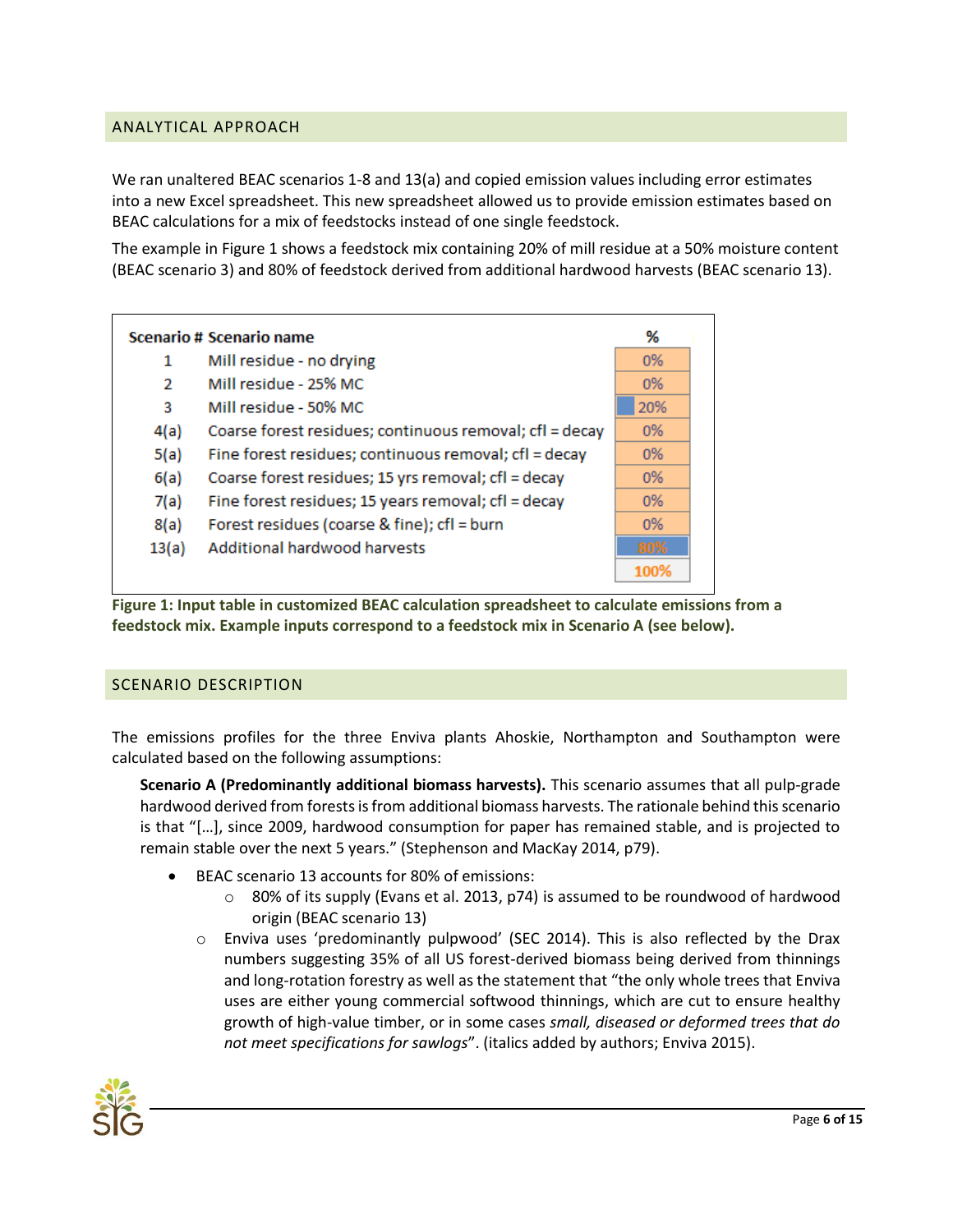## ANALYTICAL APPROACH

We ran unaltered BEAC scenarios 1-8 and 13(a) and copied emission values including error estimates into a new Excel spreadsheet. This new spreadsheet allowed us to provide emission estimates based on BEAC calculations for a mix of feedstocks instead of one single feedstock.

The example in Figure 1 shows a feedstock mix containing 20% of mill residue at a 50% moisture content (BEAC scenario 3) and 80% of feedstock derived from additional hardwood harvests (BEAC scenario 13).

| Scenario # | Scenario name | % |
|---|---|---|
| 1 | Mill residue - no drying | 0% |
| 2 | Mill residue - 25% MC | 0% |
| 3 | Mill residue - 50% MC | 20% |
| 4(a) | Coarse forest residues; continuous removal; cfl = decay | 0% |
| 5(a) | Fine forest residues; continuous removal; cfl = decay | 0% |
| 6(a) | Coarse forest residues; 15 yrs removal; cfl = decay | 0% |
| 7(a) | Fine forest residues; 15 years removal; cfl = decay | 0% |
| 8(a) | Forest residues (coarse & fine); cfl = burn | 0% |
| 13(a) | Additional hardwood harvests | 80% |
| | | 100% |

**Figure 1: Input table in customized BEAC calculation spreadsheet to calculate emissions from a feedstock mix. Example inputs correspond to a feedstock mix in Scenario A (see below).**

## SCENARIO DESCRIPTION

The emissions profiles for the three Enviva plants Ahoskie, Northampton and Southampton were calculated based on the following assumptions:

**Scenario A (Predominantly additional biomass harvests).** This scenario assumes that all pulp-grade hardwood derived from forests is from additional biomass harvests. The rationale behind this scenario is that "[…], since 2009, hardwood consumption for paper has remained stable, and is projected to remain stable over the next 5 years." (Stephenson and MacKay 2014, p79).

- BEAC scenario 13 accounts for 80% of emissions:
  - 80% of its supply (Evans et al. 2013, p74) is assumed to be roundwood of hardwood origin (BEAC scenario 13)
  - Enviva uses 'predominantly pulpwood' (SEC 2014). This is also reflected by the Drax numbers suggesting 35% of all US forest-derived biomass being derived from thinnings and long-rotation forestry as well as the statement that "the only whole trees that Enviva uses are either young commercial softwood thinnings, which are cut to ensure healthy growth of high-value timber, or in some cases *small, diseased or deformed trees that do not meet specifications for sawlogs*". (italics added by authors; Enviva 2015).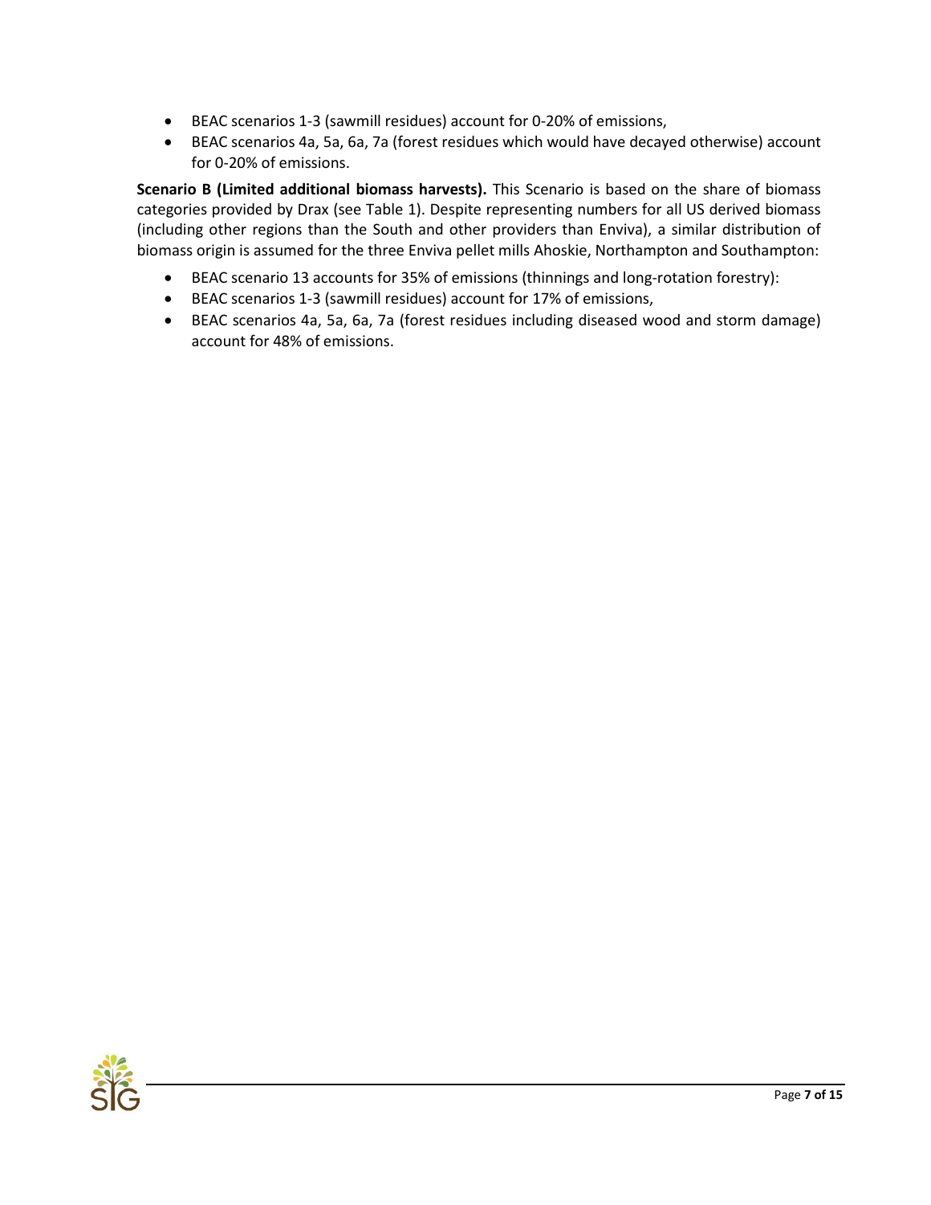- BEAC scenarios 1-3 (sawmill residues) account for 0-20% of emissions,
- BEAC scenarios 4a, 5a, 6a, 7a (forest residues which would have decayed otherwise) account for 0-20% of emissions.

**Scenario B (Limited additional biomass harvests).** This Scenario is based on the share of biomass categories provided by Drax (see Table 1). Despite representing numbers for all US derived biomass (including other regions than the South and other providers than Enviva), a similar distribution of biomass origin is assumed for the three Enviva pellet mills Ahoskie, Northampton and Southampton:

- BEAC scenario 13 accounts for 35% of emissions (thinnings and long-rotation forestry):
- BEAC scenarios 1-3 (sawmill residues) account for 17% of emissions,
- BEAC scenarios 4a, 5a, 6a, 7a (forest residues including diseased wood and storm damage) account for 48% of emissions.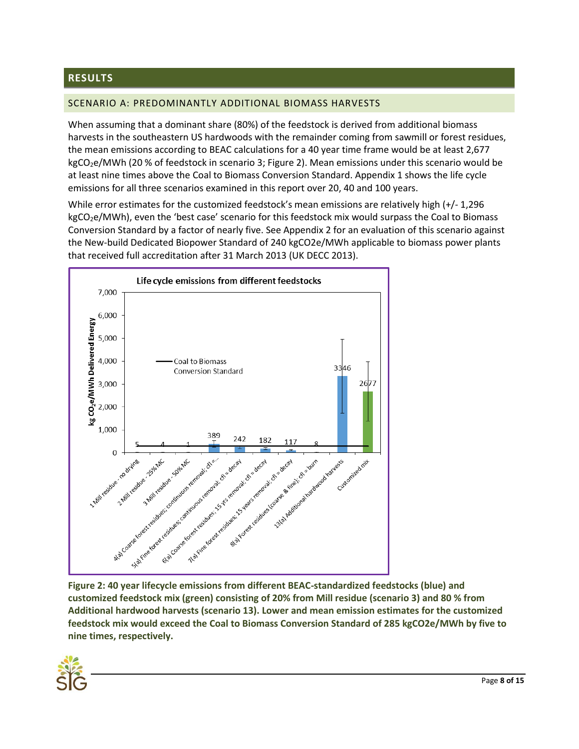## RESULTS

### SCENARIO A: PREDOMINANTLY ADDITIONAL BIOMASS HARVESTS

When assuming that a dominant share (80%) of the feedstock is derived from additional biomass harvests in the southeastern US hardwoods with the remainder coming from sawmill or forest residues, the mean emissions according to BEAC calculations for a 40 year time frame would be at least 2,677 kg$CO_2$e/MWh (20 % of feedstock in scenario 3; Figure 2). Mean emissions under this scenario would be at least nine times above the Coal to Biomass Conversion Standard. Appendix 1 shows the life cycle emissions for all three scenarios examined in this report over 20, 40 and 100 years.

While error estimates for the customized feedstock's mean emissions are relatively high (+/- 1,296 kg$CO_2$e/MWh), even the 'best case' scenario for this feedstock mix would surpass the Coal to Biomass Conversion Standard by a factor of nearly five. See Appendix 2 for an evaluation of this scenario against the New-build Dedicated Biopower Standard of 240 kgCO2e/MWh applicable to biomass power plants that received full accreditation after 31 March 2013 (UK DECC 2013).

**Figure 2: 40 year lifecycle emissions from different BEAC-standardized feedstocks (blue) and customized feedstock mix (green) consisting of 20% from Mill residue (scenario 3) and 80 % from Additional hardwood harvests (scenario 13). Lower and mean emission estimates for the customized feedstock mix would exceed the Coal to Biomass Conversion Standard of 285 kgCO2e/MWh by five to nine times, respectively.**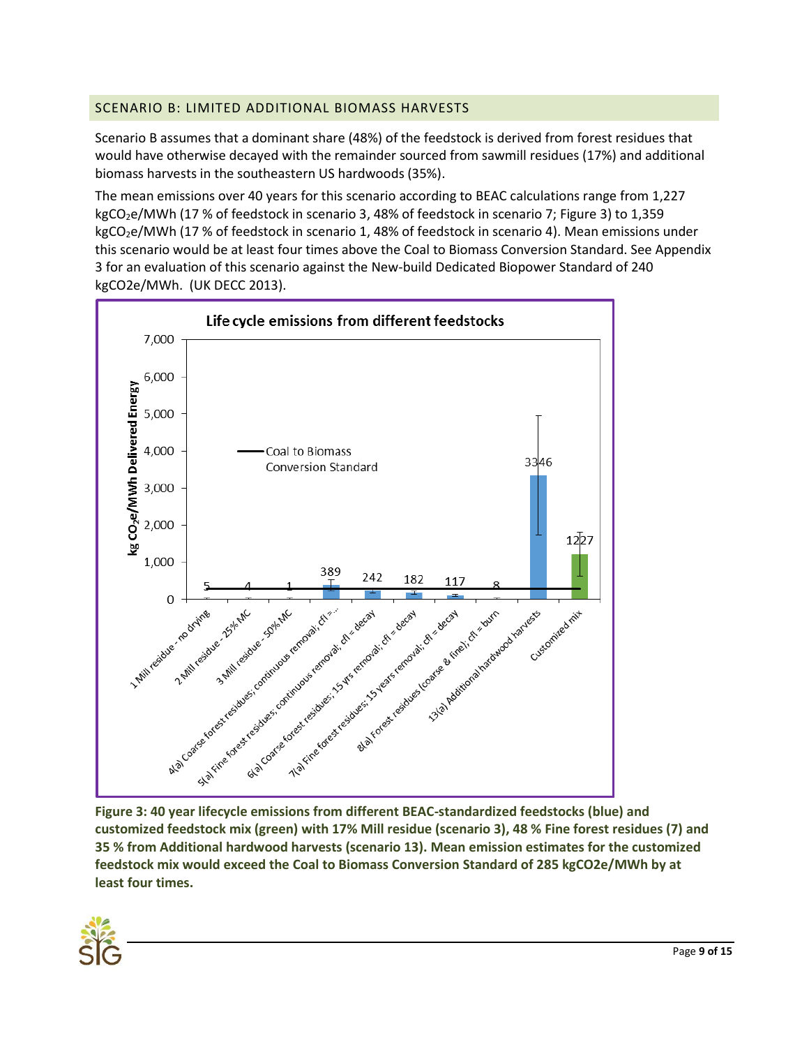## SCENARIO B: LIMITED ADDITIONAL BIOMASS HARVESTS

Scenario B assumes that a dominant share (48%) of the feedstock is derived from forest residues that would have otherwise decayed with the remainder sourced from sawmill residues (17%) and additional biomass harvests in the southeastern US hardwoods (35%).

The mean emissions over 40 years for this scenario according to BEAC calculations range from 1,227 $kgCO_2e/MWh$ (17 % of feedstock in scenario 3, 48% of feedstock in scenario 7; Figure 3) to 1,359 $kgCO_2e/MWh$ (17 % of feedstock in scenario 1, 48% of feedstock in scenario 4). Mean emissions under this scenario would be at least four times above the Coal to Biomass Conversion Standard. See Appendix 3 for an evaluation of this scenario against the New-build Dedicated Biopower Standard of 240 kgCO2e/MWh. (UK DECC 2013).

**Figure 3: 40 year lifecycle emissions from different BEAC-standardized feedstocks (blue) and customized feedstock mix (green) with 17% Mill residue (scenario 3), 48 % Fine forest residues (7) and 35 % from Additional hardwood harvests (scenario 13). Mean emission estimates for the customized feedstock mix would exceed the Coal to Biomass Conversion Standard of 285 kgCO2e/MWh by at least four times.**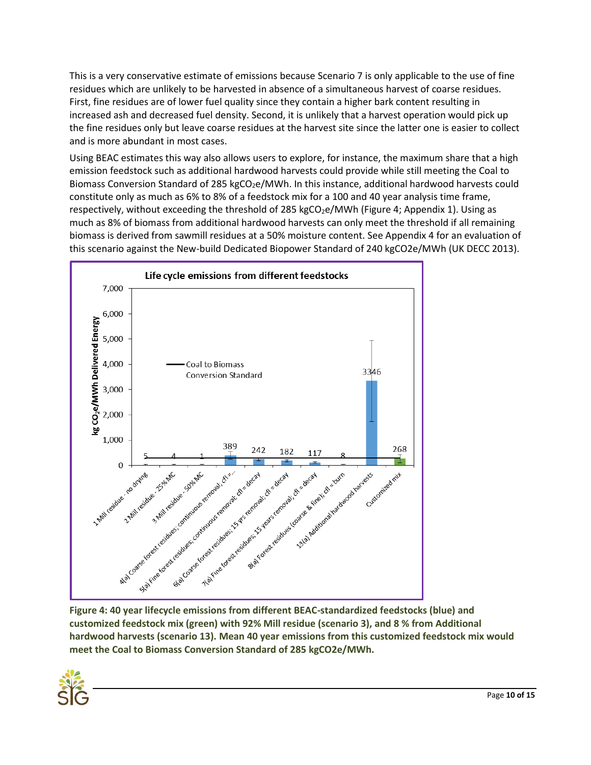This is a very conservative estimate of emissions because Scenario 7 is only applicable to the use of fine residues which are unlikely to be harvested in absence of a simultaneous harvest of coarse residues. First, fine residues are of lower fuel quality since they contain a higher bark content resulting in increased ash and decreased fuel density. Second, it is unlikely that a harvest operation would pick up the fine residues only but leave coarse residues at the harvest site since the latter one is easier to collect and is more abundant in most cases.

Using BEAC estimates this way also allows users to explore, for instance, the maximum share that a high emission feedstock such as additional hardwood harvests could provide while still meeting the Coal to Biomass Conversion Standard of 285 kg$CO_2$e/MWh. In this instance, additional hardwood harvests could constitute only as much as 6% to 8% of a feedstock mix for a 100 and 40 year analysis time frame, respectively, without exceeding the threshold of 285 kg$CO_2$e/MWh (Figure 4; Appendix 1). Using as much as 8% of biomass from additional hardwood harvests can only meet the threshold if all remaining biomass is derived from sawmill residues at a 50% moisture content. See Appendix 4 for an evaluation of this scenario against the New-build Dedicated Biopower Standard of 240 kgCO2e/MWh (UK DECC 2013).

**Figure 4: 40 year lifecycle emissions from different BEAC-standardized feedstocks (blue) and customized feedstock mix (green) with 92% Mill residue (scenario 3), and 8 % from Additional hardwood harvests (scenario 13). Mean 40 year emissions from this customized feedstock mix would meet the Coal to Biomass Conversion Standard of 285 kgCO2e/MWh.**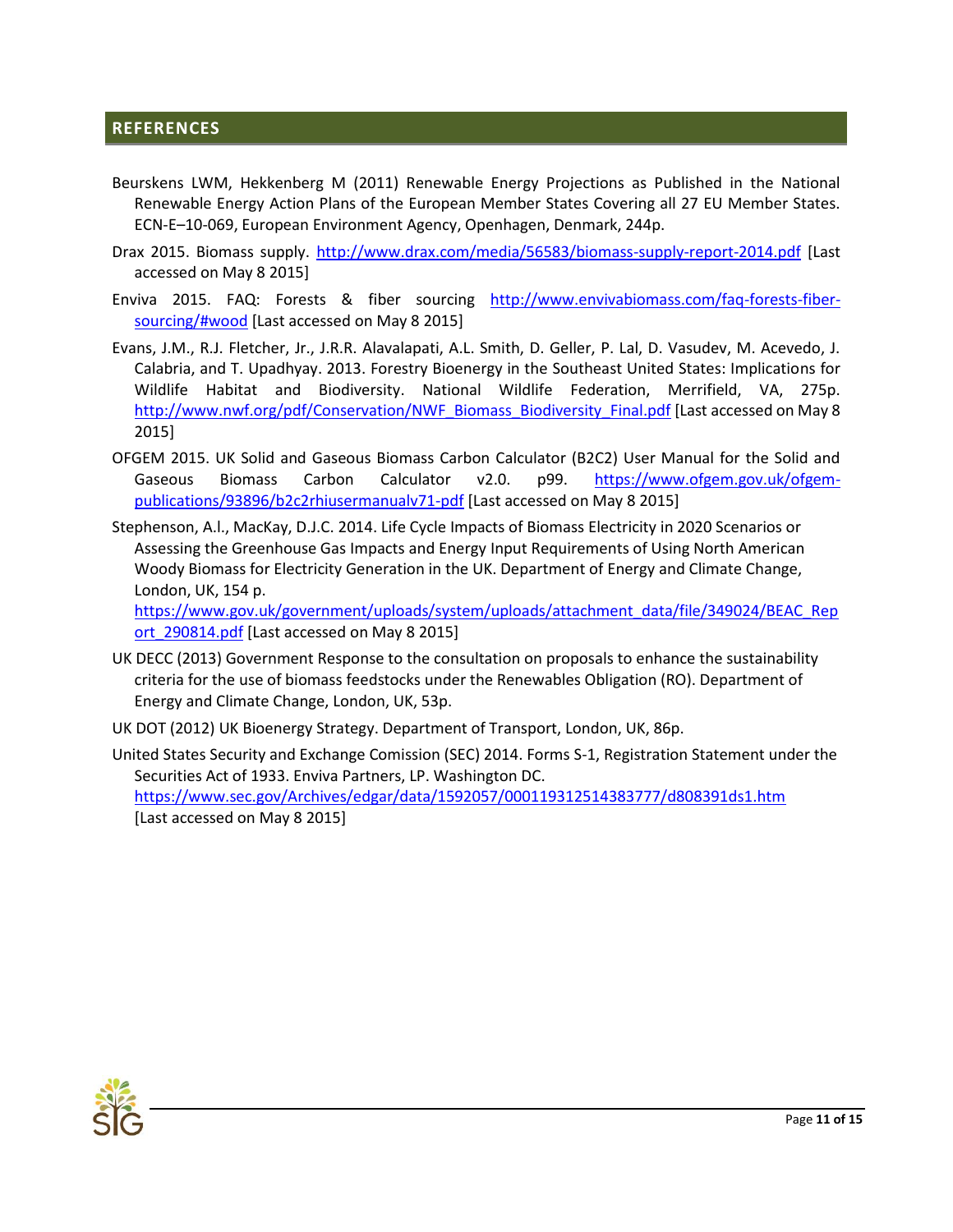## REFERENCES

Beurskens LWM, Hekkenberg M (2011) Renewable Energy Projections as Published in the National Renewable Energy Action Plans of the European Member States Covering all 27 EU Member States. ECN-E–10-069, European Environment Agency, Openhagen, Denmark, 244p.

Drax 2015. Biomass supply. http://www.drax.com/media/56583/biomass-supply-report-2014.pdf [Last accessed on May 8 2015]

Enviva 2015. FAQ: Forests & fiber sourcing http://www.envivabiomass.com/faq-forests-fiber-sourcing/#wood [Last accessed on May 8 2015]

Evans, J.M., R.J. Fletcher, Jr., J.R.R. Alavalapati, A.L. Smith, D. Geller, P. Lal, D. Vasudev, M. Acevedo, J. Calabria, and T. Upadhyay. 2013. Forestry Bioenergy in the Southeast United States: Implications for Wildlife Habitat and Biodiversity. National Wildlife Federation, Merrifield, VA, 275p. http://www.nwf.org/pdf/Conservation/NWF_Biomass_Biodiversity_Final.pdf [Last accessed on May 8 2015]

OFGEM 2015. UK Solid and Gaseous Biomass Carbon Calculator (B2C2) User Manual for the Solid and Gaseous Biomass Carbon Calculator v2.0. p99. https://www.ofgem.gov.uk/ofgem-publications/93896/b2c2rhiusermanualv71-pdf [Last accessed on May 8 2015]

Stephenson, A.l., MacKay, D.J.C. 2014. Life Cycle Impacts of Biomass Electricity in 2020 Scenarios or Assessing the Greenhouse Gas Impacts and Energy Input Requirements of Using North American Woody Biomass for Electricity Generation in the UK. Department of Energy and Climate Change, London, UK, 154 p. https://www.gov.uk/government/uploads/system/uploads/attachment_data/file/349024/BEAC_Report_290814.pdf [Last accessed on May 8 2015]

UK DECC (2013) Government Response to the consultation on proposals to enhance the sustainability criteria for the use of biomass feedstocks under the Renewables Obligation (RO). Department of Energy and Climate Change, London, UK, 53p.

UK DOT (2012) UK Bioenergy Strategy. Department of Transport, London, UK, 86p.

United States Security and Exchange Comission (SEC) 2014. Forms S-1, Registration Statement under the Securities Act of 1933. Enviva Partners, LP. Washington DC. https://www.sec.gov/Archives/edgar/data/1592057/000119312514383777/d808391ds1.htm [Last accessed on May 8 2015]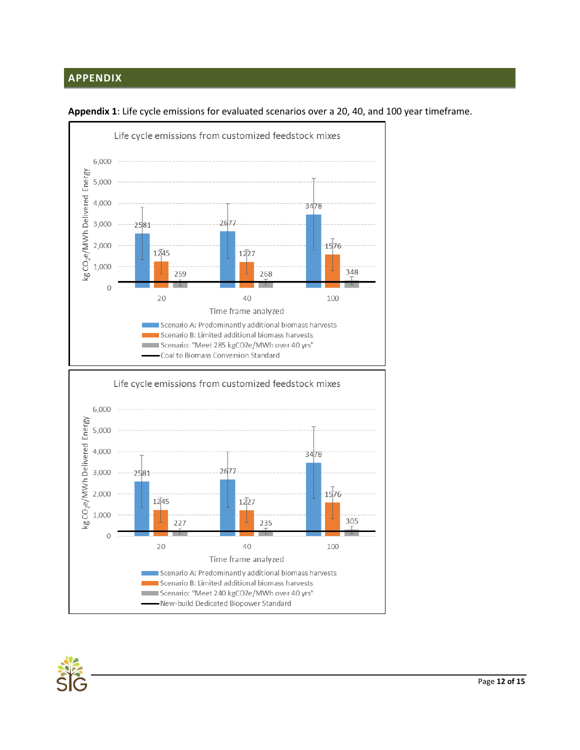## APPENDIX

**Appendix 1**: Life cycle emissions for evaluated scenarios over a 20, 40, and 100 year timeframe.

**Life cycle emissions from customized feedstock mixes**

kg $CO_2$e/MWh Delivered Energy

| Time frame analyzed | Scenario A: Predominantly additional biomass harvests | Scenario B: Limited additional biomass harvests | Scenario: "Meet 285 kgCO2e/MWh over 40 yrs" |
|---|---|---|---|
| 20 | 2581 | 1245 | 259 |
| 40 | 2677 | 1227 | 268 |
| 100 | 3478 | 1576 | 348 |

Reference line: Coal to Biomass Conversion Standard

**Life cycle emissions from customized feedstock mixes**

kg $CO_2$e/MWh Delivered Energy

| Time frame analyzed | Scenario A: Predominantly additional biomass harvests | Scenario B: Limited additional biomass harvests | Scenario: "Meet 240 kgCO2e/MWh over 40 yrs" |
|---|---|---|---|
| 20 | 2581 | 1245 | 227 |
| 40 | 2677 | 1227 | 235 |
| 100 | 3478 | 1576 | 305 |

Reference line: New-build Dedicated Biopower Standard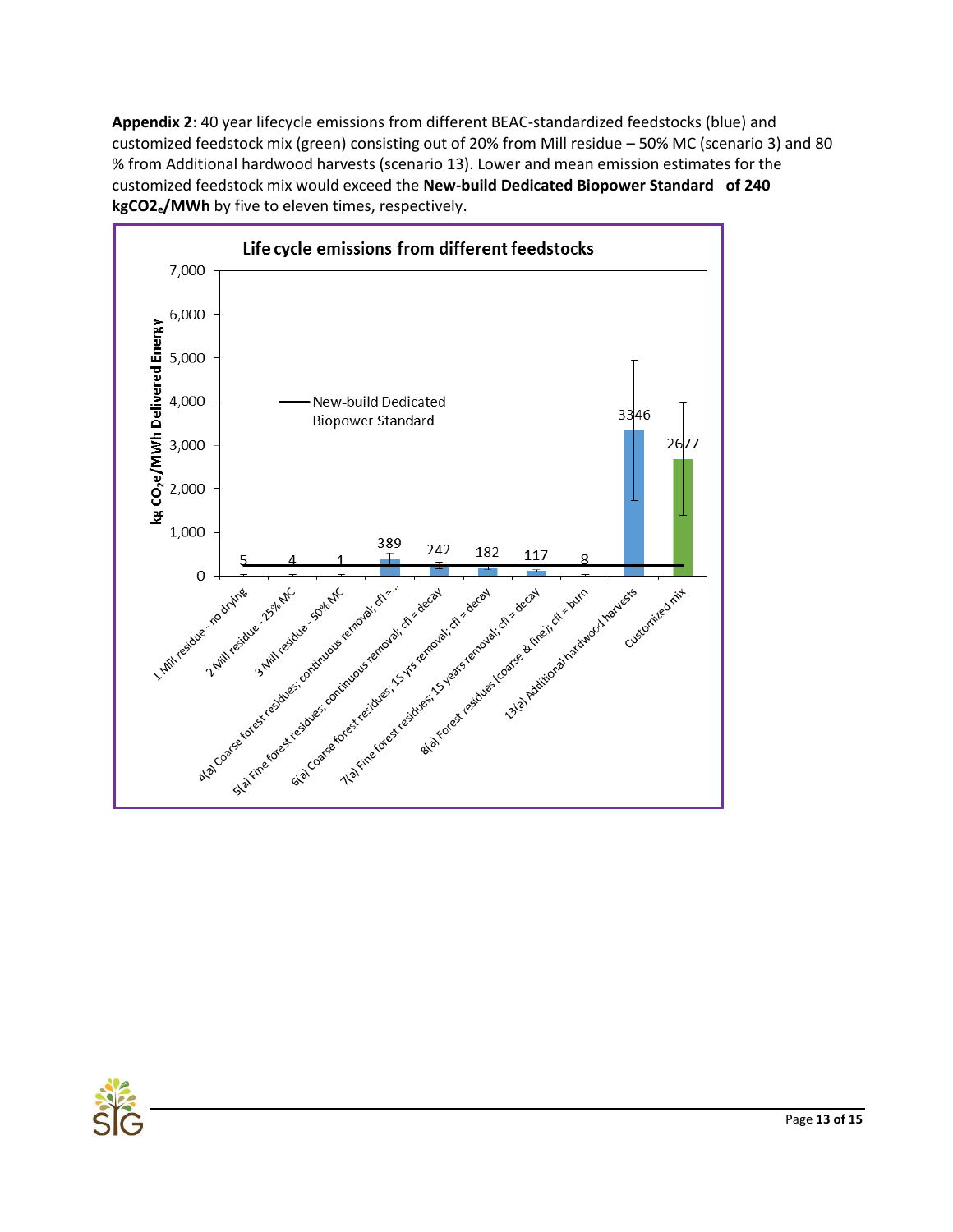**Appendix 2**: 40 year lifecycle emissions from different BEAC-standardized feedstocks (blue) and customized feedstock mix (green) consisting out of 20% from Mill residue – 50% MC (scenario 3) and 80 % from Additional hardwood harvests (scenario 13). Lower and mean emission estimates for the customized feedstock mix would exceed the **New-build Dedicated Biopower Standard of 240 $kgCO2_e$/MWh** by five to eleven times, respectively.

**Life cycle emissions from different feedstocks**

| Feedstock | kg $CO_2e$/MWh Delivered Energy |
|---|---|
| 1 Mill residue - no drying | 5 |
| 2 Mill residue - 25% MC | 4 |
| 3 Mill residue - 50% MC | 1 |
| 4(a) Coarse forest residues; continuous removal; cfl =... | 389 |
| 5(a) Fine forest residues; continuous removal; cfl = decay | 242 |
| 6(a) Coarse forest residues; 15 yrs removal; cfl = decay | 182 |
| 7(a) Fine forest residues; 15 years removal; cfl = decay | 117 |
| 8(a) Forest residues (coarse & fine); cfl = burn | 8 |
| 13(a) Additional hardwood harvests | 3346 |
| Customized mix | 2677 |

New-build Dedicated Biopower Standard (240 kg $CO_2e$/MWh)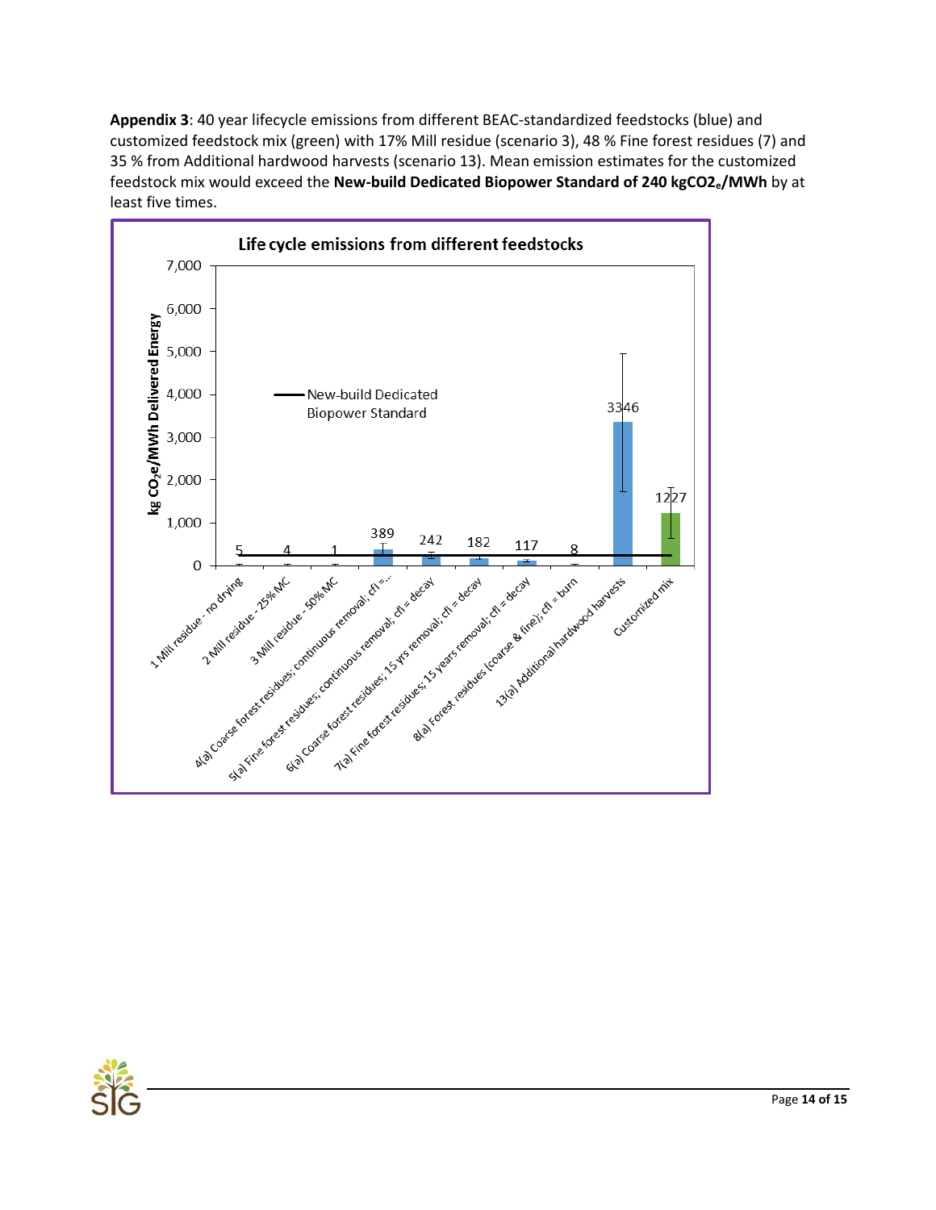**Appendix 3**: 40 year lifecycle emissions from different BEAC-standardized feedstocks (blue) and customized feedstock mix (green) with 17% Mill residue (scenario 3), 48 % Fine forest residues (7) and 35 % from Additional hardwood harvests (scenario 13). Mean emission estimates for the customized feedstock mix would exceed the **New-build Dedicated Biopower Standard of 240 kg$CO_{2e}$/MWh** by at least five times.

**Life cycle emissions from different feedstocks**

| Feedstock | kg $CO_2$e/MWh Delivered Energy |
|---|---|
| 1 Mill residue - no drying | 5 |
| 2 Mill residue - 25% MC | 4 |
| 3 Mill residue - 50% MC | 1 |
| 4(a) Coarse forest residues; continuous removal; cfl = ... | 389 |
| 5(a) Fine forest residues; continuous removal; cfl = decay | 242 |
| 6(a) Coarse forest residues; 15 yrs removal; cfl = decay | 182 |
| 7(a) Fine forest residues; 15 years removal; cfl = decay | 117 |
| 8(a) Forest residues (coarse & fine); cfl = burn | 8 |
| 13(a) Additional hardwood harvests | 3346 |
| Customized mix | 1227 |

New-build Dedicated Biopower Standard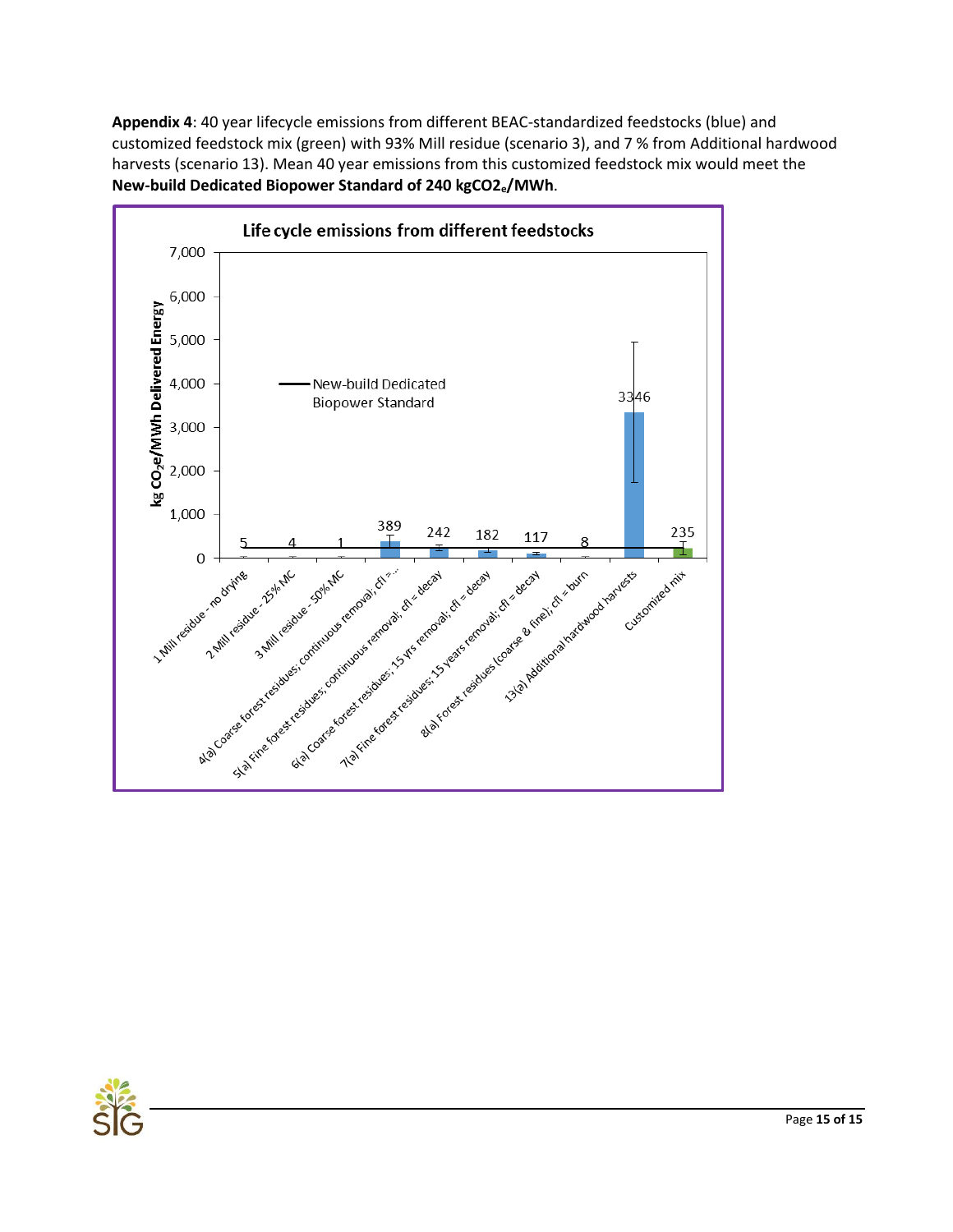**Appendix 4**: 40 year lifecycle emissions from different BEAC-standardized feedstocks (blue) and customized feedstock mix (green) with 93% Mill residue (scenario 3), and 7 % from Additional hardwood harvests (scenario 13). Mean 40 year emissions from this customized feedstock mix would meet the **New-build Dedicated Biopower Standard of 240 kgCO2$_e$/MWh**.

Life cycle emissions from different feedstocks

kg $CO_2$e/MWh Delivered Energy

7,000
6,000
5,000
4,000
3,000
2,000
1,000
0

New-build Dedicated Biopower Standard

5
4
1
389
242
182
117
8
3346
235

1 Mill residue - no drying
2 Mill residue - 25% MC
3 Mill residue - 50% MC
4(a) Coarse forest residues; continuous removal; cfl = ...
5(a) Fine forest residues; continuous removal; cfl = decay
6(a) Coarse forest residues; 15 yrs removal; cfl = decay
7(a) Fine forest residues; 15 years removal; cfl = decay
8(a) Forest residues (coarse & fine); cfl = burn
13(a) Additional hardwood harvests
Customized mix